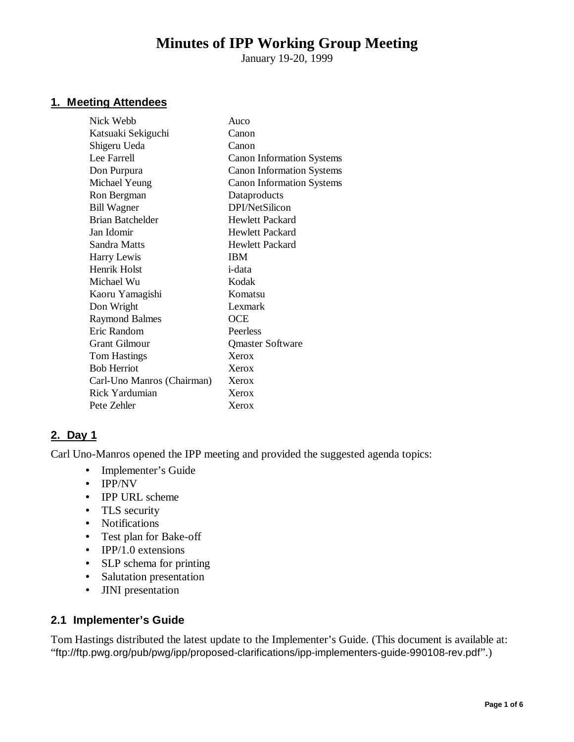# Minutes of IPP Working Group Meeting

January 19-20, 1999

## 1. Meeting Attendees

| | |
|---|---|
| Nick Webb | Auco |
| Katsuaki Sekiguchi | Canon |
| Shigeru Ueda | Canon |
| Lee Farrell | Canon Information Systems |
| Don Purpura | Canon Information Systems |
| Michael Yeung | Canon Information Systems |
| Ron Bergman | Dataproducts |
| Bill Wagner | DPI/NetSilicon |
| Brian Batchelder | Hewlett Packard |
| Jan Idomir | Hewlett Packard |
| Sandra Matts | Hewlett Packard |
| Harry Lewis | IBM |
| Henrik Holst | i-data |
| Michael Wu | Kodak |
| Kaoru Yamagishi | Komatsu |
| Don Wright | Lexmark |
| Raymond Balmes | OCE |
| Eric Random | Peerless |
| Grant Gilmour | Qmaster Software |
| Tom Hastings | Xerox |
| Bob Herriot | Xerox |
| Carl-Uno Manros (Chairman) | Xerox |
| Rick Yardumian | Xerox |
| Pete Zehler | Xerox |

## 2. Day 1

Carl Uno-Manros opened the IPP meeting and provided the suggested agenda topics:

- Implementer's Guide
- IPP/NV
- IPP URL scheme
- TLS security
- Notifications
- Test plan for Bake-off
- IPP/1.0 extensions
- SLP schema for printing
- Salutation presentation
- JINI presentation

### 2.1 Implementer's Guide

Tom Hastings distributed the latest update to the Implementer's Guide. (This document is available at: "ftp://ftp.pwg.org/pub/pwg/ipp/proposed-clarifications/ipp-implementers-guide-990108-rev.pdf".)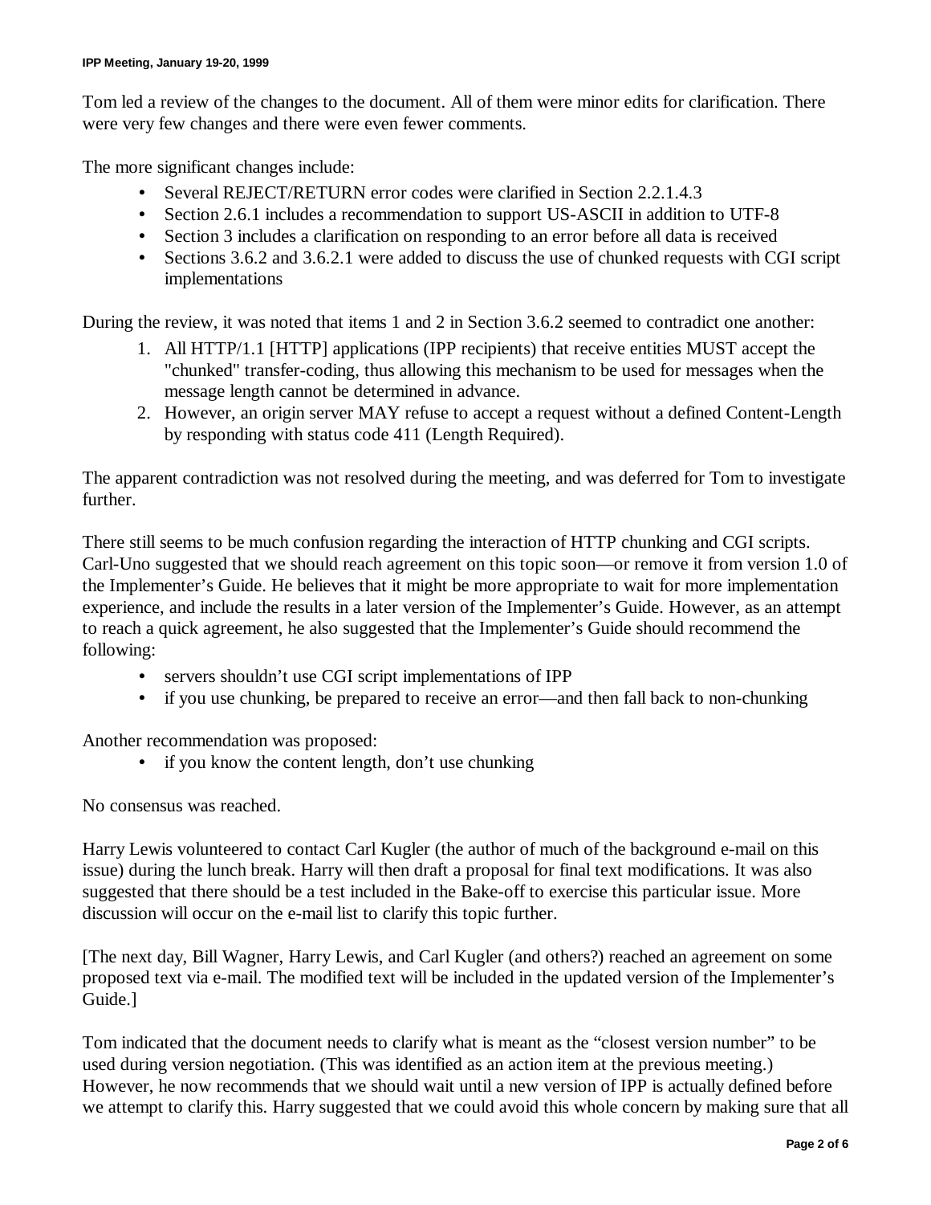Tom led a review of the changes to the document. All of them were minor edits for clarification. There were very few changes and there were even fewer comments.

The more significant changes include:

- Several REJECT/RETURN error codes were clarified in Section 2.2.1.4.3
- Section 2.6.1 includes a recommendation to support US-ASCII in addition to UTF-8
- Section 3 includes a clarification on responding to an error before all data is received
- Sections 3.6.2 and 3.6.2.1 were added to discuss the use of chunked requests with CGI script implementations

During the review, it was noted that items 1 and 2 in Section 3.6.2 seemed to contradict one another:

1. All HTTP/1.1 [HTTP] applications (IPP recipients) that receive entities MUST accept the "chunked" transfer-coding, thus allowing this mechanism to be used for messages when the message length cannot be determined in advance.
2. However, an origin server MAY refuse to accept a request without a defined Content-Length by responding with status code 411 (Length Required).

The apparent contradiction was not resolved during the meeting, and was deferred for Tom to investigate further.

There still seems to be much confusion regarding the interaction of HTTP chunking and CGI scripts. Carl-Uno suggested that we should reach agreement on this topic soon—or remove it from version 1.0 of the Implementer's Guide. He believes that it might be more appropriate to wait for more implementation experience, and include the results in a later version of the Implementer's Guide. However, as an attempt to reach a quick agreement, he also suggested that the Implementer's Guide should recommend the following:

- servers shouldn't use CGI script implementations of IPP
- if you use chunking, be prepared to receive an error—and then fall back to non-chunking

Another recommendation was proposed:

- if you know the content length, don't use chunking

No consensus was reached.

Harry Lewis volunteered to contact Carl Kugler (the author of much of the background e-mail on this issue) during the lunch break. Harry will then draft a proposal for final text modifications. It was also suggested that there should be a test included in the Bake-off to exercise this particular issue. More discussion will occur on the e-mail list to clarify this topic further.

[The next day, Bill Wagner, Harry Lewis, and Carl Kugler (and others?) reached an agreement on some proposed text via e-mail. The modified text will be included in the updated version of the Implementer's Guide.]

Tom indicated that the document needs to clarify what is meant as the "closest version number" to be used during version negotiation. (This was identified as an action item at the previous meeting.) However, he now recommends that we should wait until a new version of IPP is actually defined before we attempt to clarify this. Harry suggested that we could avoid this whole concern by making sure that all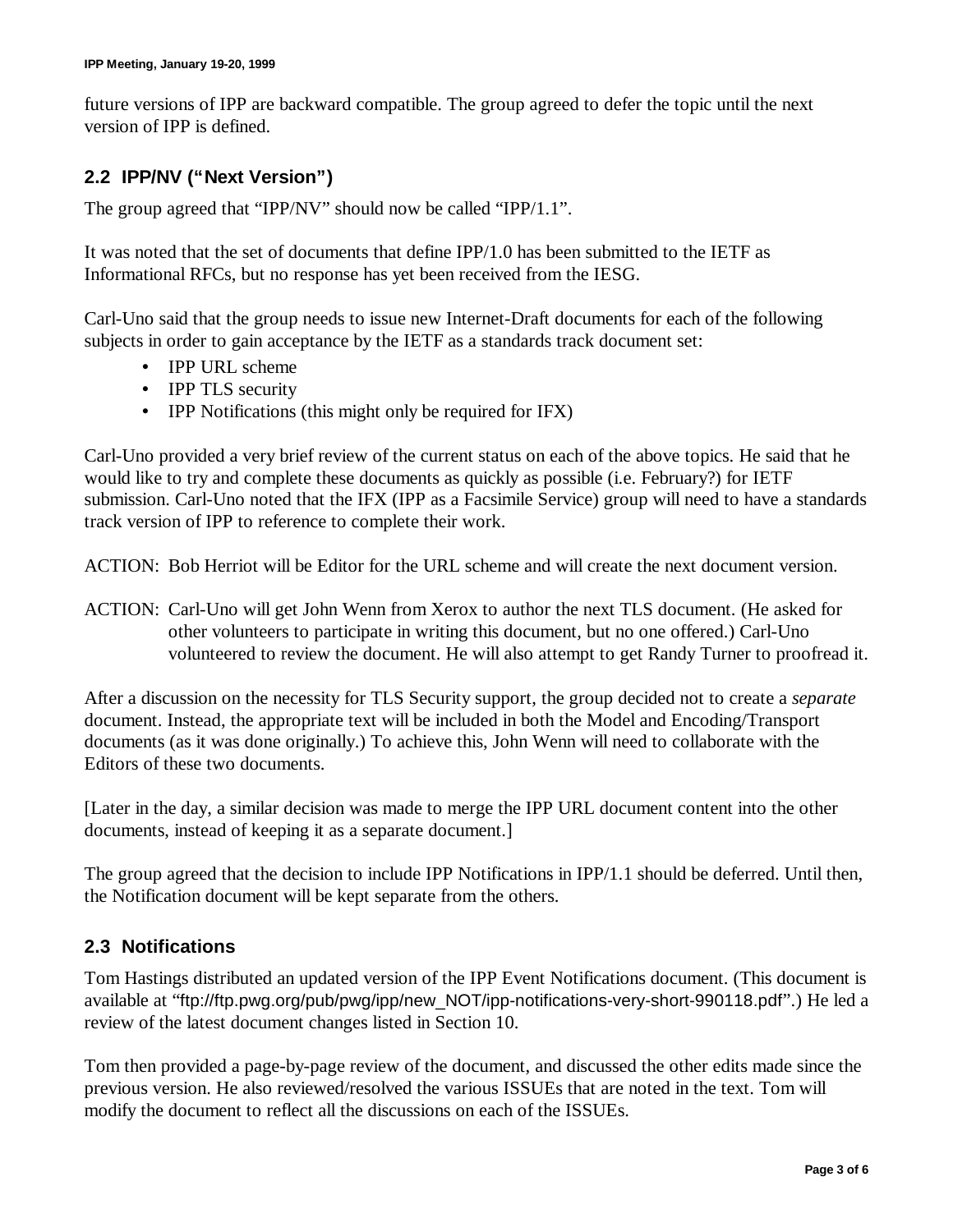future versions of IPP are backward compatible. The group agreed to defer the topic until the next version of IPP is defined.

## 2.2 IPP/NV ("Next Version")

The group agreed that "IPP/NV" should now be called "IPP/1.1".

It was noted that the set of documents that define IPP/1.0 has been submitted to the IETF as Informational RFCs, but no response has yet been received from the IESG.

Carl-Uno said that the group needs to issue new Internet-Draft documents for each of the following subjects in order to gain acceptance by the IETF as a standards track document set:

- IPP URL scheme
- IPP TLS security
- IPP Notifications (this might only be required for IFX)

Carl-Uno provided a very brief review of the current status on each of the above topics. He said that he would like to try and complete these documents as quickly as possible (i.e. February?) for IETF submission. Carl-Uno noted that the IFX (IPP as a Facsimile Service) group will need to have a standards track version of IPP to reference to complete their work.

ACTION: Bob Herriot will be Editor for the URL scheme and will create the next document version.

ACTION: Carl-Uno will get John Wenn from Xerox to author the next TLS document. (He asked for other volunteers to participate in writing this document, but no one offered.) Carl-Uno volunteered to review the document. He will also attempt to get Randy Turner to proofread it.

After a discussion on the necessity for TLS Security support, the group decided not to create a *separate* document. Instead, the appropriate text will be included in both the Model and Encoding/Transport documents (as it was done originally.) To achieve this, John Wenn will need to collaborate with the Editors of these two documents.

[Later in the day, a similar decision was made to merge the IPP URL document content into the other documents, instead of keeping it as a separate document.]

The group agreed that the decision to include IPP Notifications in IPP/1.1 should be deferred. Until then, the Notification document will be kept separate from the others.

## 2.3 Notifications

Tom Hastings distributed an updated version of the IPP Event Notifications document. (This document is available at "ftp://ftp.pwg.org/pub/pwg/ipp/new_NOT/ipp-notifications-very-short-990118.pdf".) He led a review of the latest document changes listed in Section 10.

Tom then provided a page-by-page review of the document, and discussed the other edits made since the previous version. He also reviewed/resolved the various ISSUEs that are noted in the text. Tom will modify the document to reflect all the discussions on each of the ISSUEs.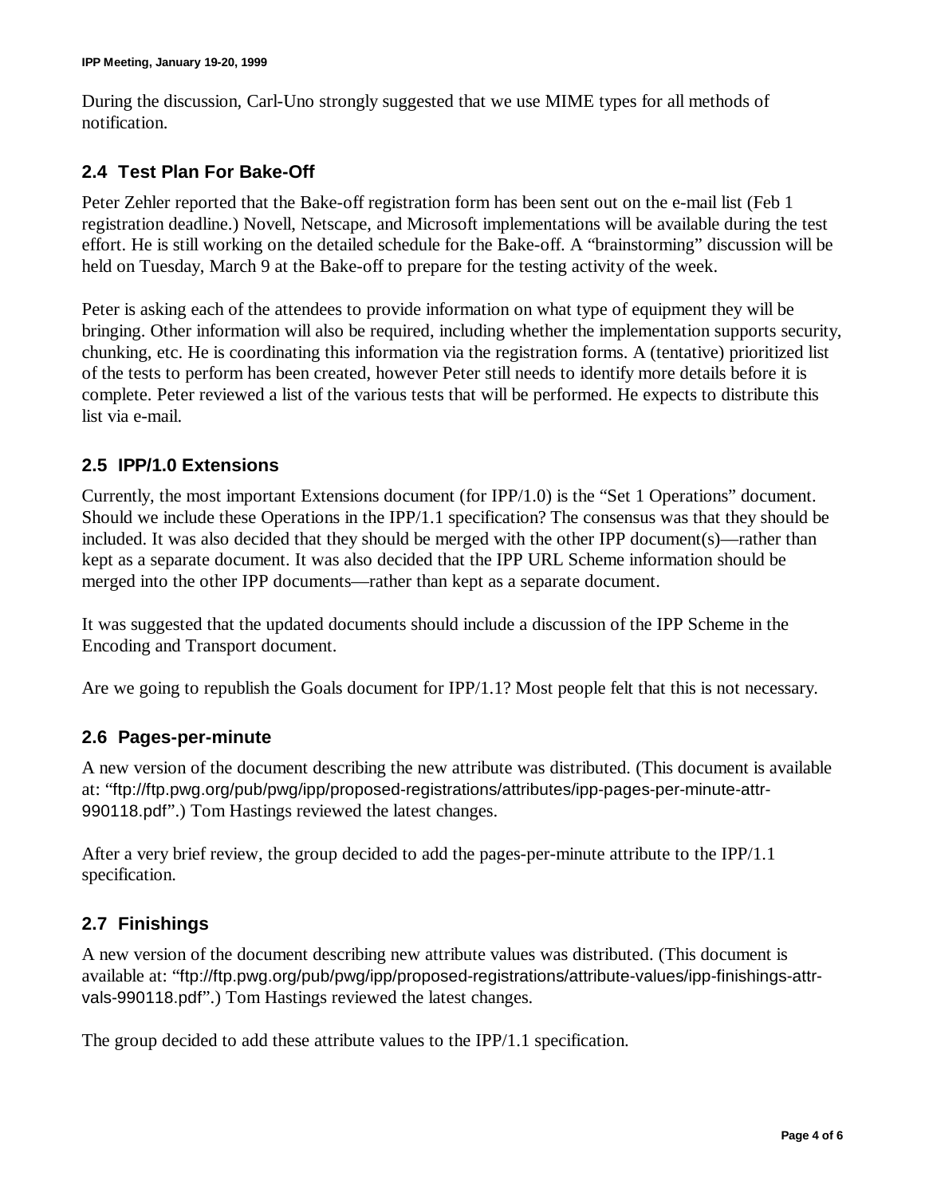During the discussion, Carl-Uno strongly suggested that we use MIME types for all methods of notification.

## 2.4 Test Plan For Bake-Off

Peter Zehler reported that the Bake-off registration form has been sent out on the e-mail list (Feb 1 registration deadline.) Novell, Netscape, and Microsoft implementations will be available during the test effort. He is still working on the detailed schedule for the Bake-off. A "brainstorming" discussion will be held on Tuesday, March 9 at the Bake-off to prepare for the testing activity of the week.

Peter is asking each of the attendees to provide information on what type of equipment they will be bringing. Other information will also be required, including whether the implementation supports security, chunking, etc. He is coordinating this information via the registration forms. A (tentative) prioritized list of the tests to perform has been created, however Peter still needs to identify more details before it is complete. Peter reviewed a list of the various tests that will be performed. He expects to distribute this list via e-mail.

## 2.5 IPP/1.0 Extensions

Currently, the most important Extensions document (for IPP/1.0) is the "Set 1 Operations" document. Should we include these Operations in the IPP/1.1 specification? The consensus was that they should be included. It was also decided that they should be merged with the other IPP document(s)—rather than kept as a separate document. It was also decided that the IPP URL Scheme information should be merged into the other IPP documents—rather than kept as a separate document.

It was suggested that the updated documents should include a discussion of the IPP Scheme in the Encoding and Transport document.

Are we going to republish the Goals document for IPP/1.1? Most people felt that this is not necessary.

## 2.6 Pages-per-minute

A new version of the document describing the new attribute was distributed. (This document is available at: "ftp://ftp.pwg.org/pub/pwg/ipp/proposed-registrations/attributes/ipp-pages-per-minute-attr-990118.pdf".) Tom Hastings reviewed the latest changes.

After a very brief review, the group decided to add the pages-per-minute attribute to the IPP/1.1 specification.

## 2.7 Finishings

A new version of the document describing new attribute values was distributed. (This document is available at: "ftp://ftp.pwg.org/pub/pwg/ipp/proposed-registrations/attribute-values/ipp-finishings-attr-vals-990118.pdf".) Tom Hastings reviewed the latest changes.

The group decided to add these attribute values to the IPP/1.1 specification.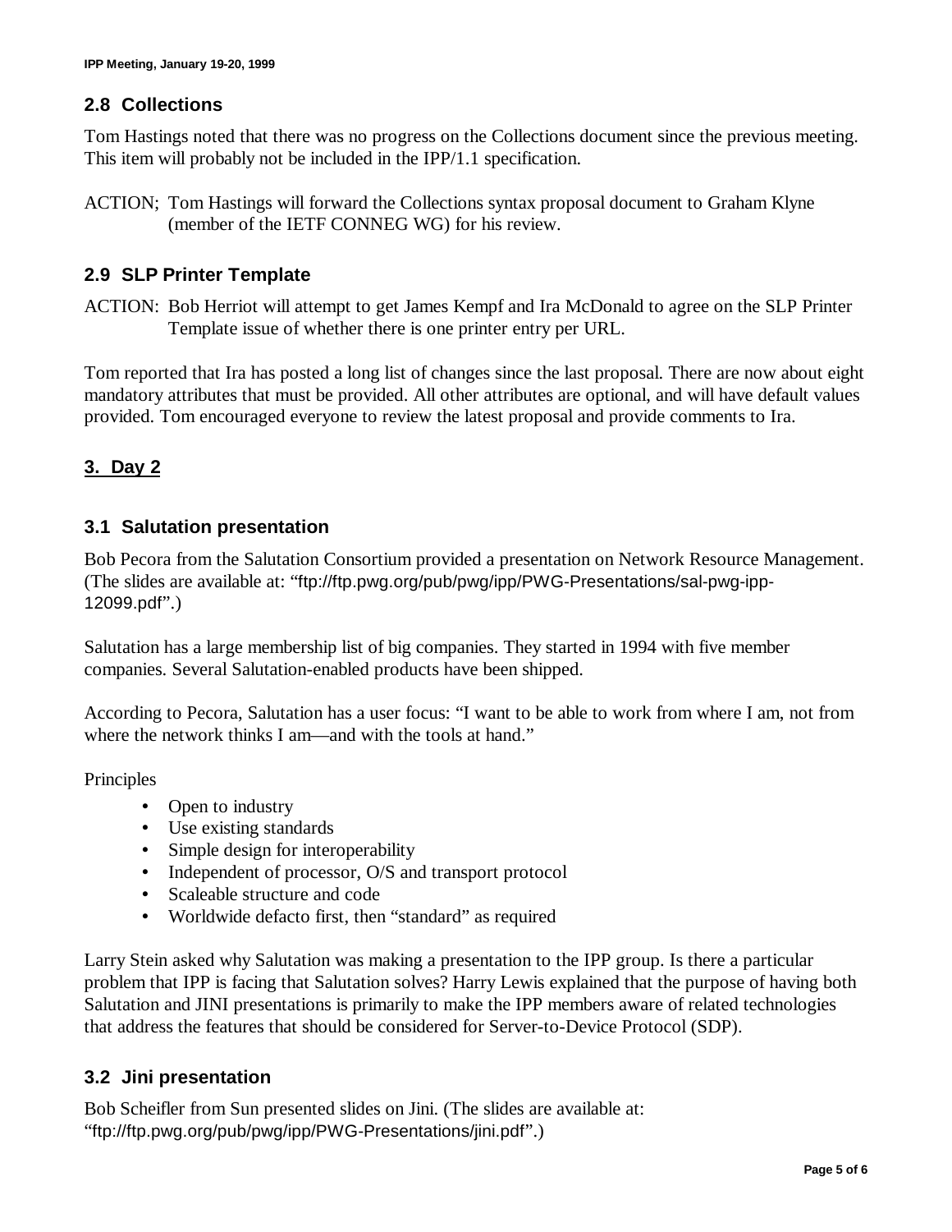## 2.8 Collections

Tom Hastings noted that there was no progress on the Collections document since the previous meeting. This item will probably not be included in the IPP/1.1 specification.

ACTION; Tom Hastings will forward the Collections syntax proposal document to Graham Klyne (member of the IETF CONNEG WG) for his review.

## 2.9 SLP Printer Template

ACTION: Bob Herriot will attempt to get James Kempf and Ira McDonald to agree on the SLP Printer Template issue of whether there is one printer entry per URL.

Tom reported that Ira has posted a long list of changes since the last proposal. There are now about eight mandatory attributes that must be provided. All other attributes are optional, and will have default values provided. Tom encouraged everyone to review the latest proposal and provide comments to Ira.

# 3. Day 2

## 3.1 Salutation presentation

Bob Pecora from the Salutation Consortium provided a presentation on Network Resource Management. (The slides are available at: "ftp://ftp.pwg.org/pub/pwg/ipp/PWG-Presentations/sal-pwg-ipp-12099.pdf".)

Salutation has a large membership list of big companies. They started in 1994 with five member companies. Several Salutation-enabled products have been shipped.

According to Pecora, Salutation has a user focus: "I want to be able to work from where I am, not from where the network thinks I am—and with the tools at hand."

Principles

- Open to industry
- Use existing standards
- Simple design for interoperability
- Independent of processor, O/S and transport protocol
- Scaleable structure and code
- Worldwide defacto first, then "standard" as required

Larry Stein asked why Salutation was making a presentation to the IPP group. Is there a particular problem that IPP is facing that Salutation solves? Harry Lewis explained that the purpose of having both Salutation and JINI presentations is primarily to make the IPP members aware of related technologies that address the features that should be considered for Server-to-Device Protocol (SDP).

## 3.2 Jini presentation

Bob Scheifler from Sun presented slides on Jini. (The slides are available at: "ftp://ftp.pwg.org/pub/pwg/ipp/PWG-Presentations/jini.pdf".)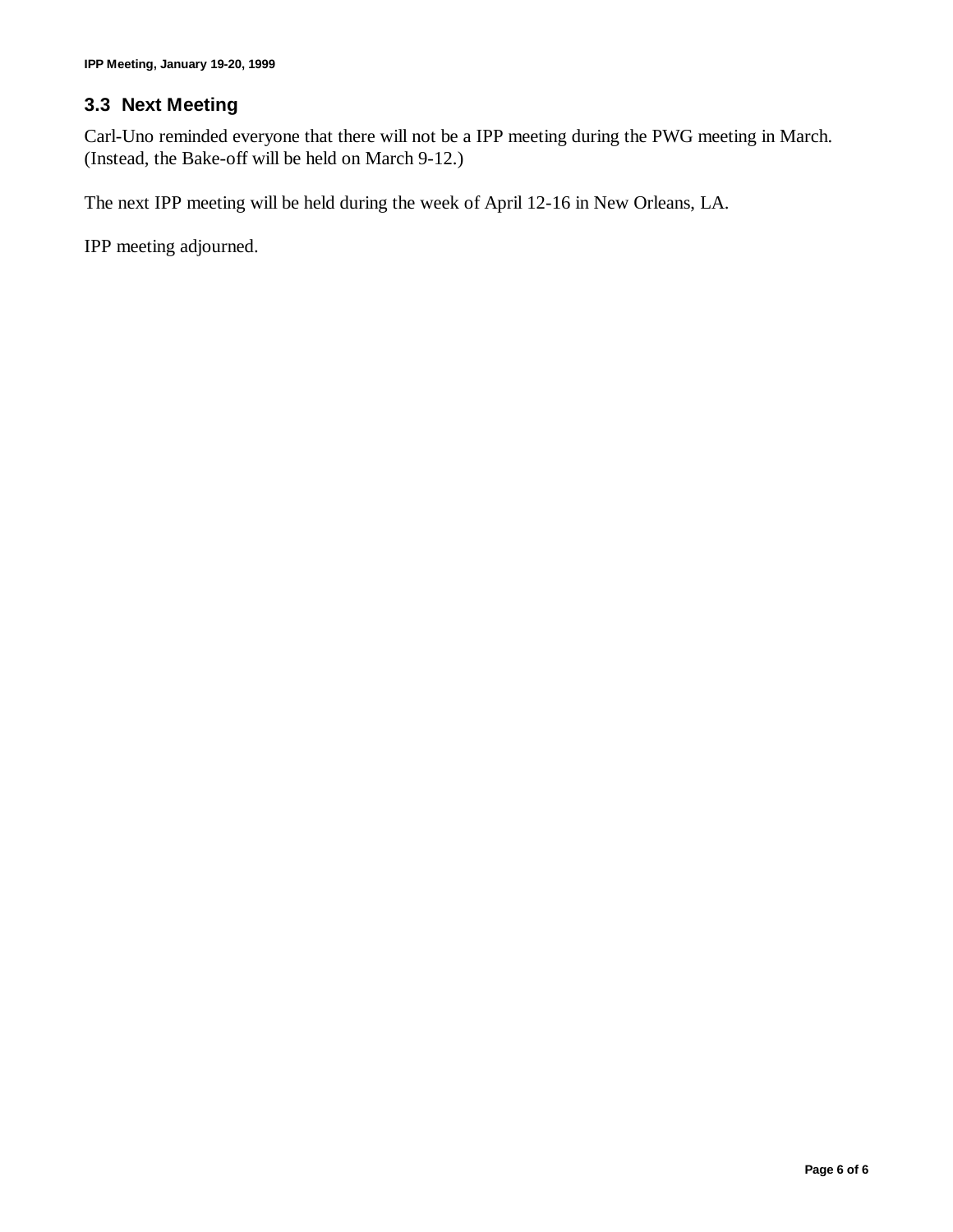### 3.3 Next Meeting

Carl-Uno reminded everyone that there will not be a IPP meeting during the PWG meeting in March. (Instead, the Bake-off will be held on March 9-12.)

The next IPP meeting will be held during the week of April 12-16 in New Orleans, LA.

IPP meeting adjourned.